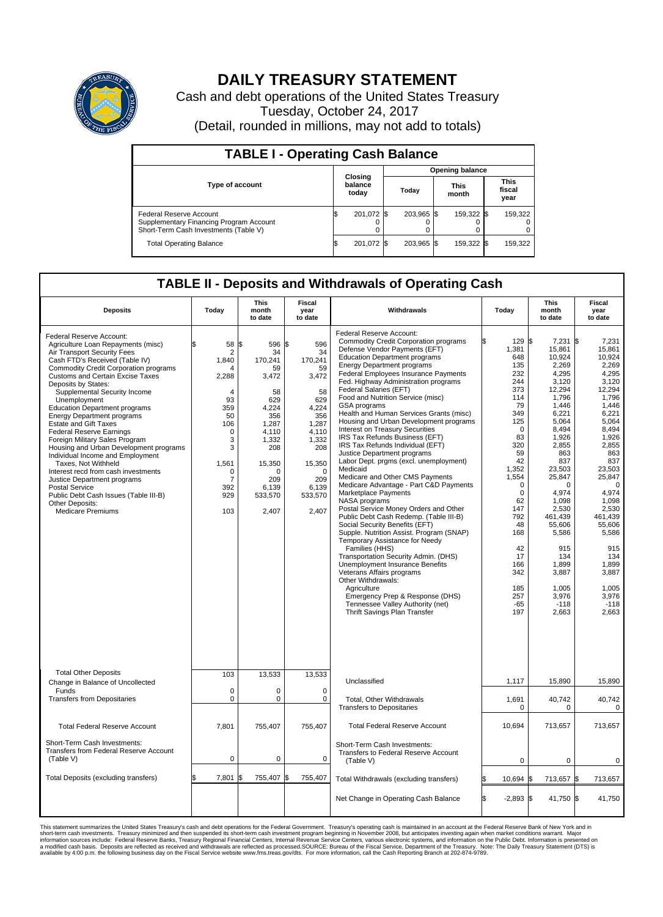# DAILY TREASURY STATEMENT

Cash and debt operations of the United States Treasury

Tuesday, October 24, 2017

(Detail, rounded in millions, may not add to totals)

## TABLE I - Operating Cash Balance

| Type of account | Closing balance today | Opening balance Today | Opening balance This month | Opening balance This fiscal year |
|---|---|---|---|---|
| Federal Reserve Account | $ 201,072 | $ 203,965 | $ 159,322 | $ 159,322 |
| Supplementary Financing Program Account | 0 | 0 | 0 | 0 |
| Short-Term Cash Investments (Table V) | 0 | 0 | 0 | 0 |
| Total Operating Balance | $ 201,072 | $ 203,965 | $ 159,322 | $ 159,322 |

## TABLE II - Deposits and Withdrawals of Operating Cash

| Deposits | Today | This month to date | Fiscal year to date |
|---|---|---|---|
| Federal Reserve Account: | | | |
| Agriculture Loan Repayments (misc) | $ 58 | $ 596 | $ 596 |
| Air Transport Security Fees | 2 | 34 | 34 |
| Cash FTD's Received (Table IV) | 1,840 | 170,241 | 170,241 |
| Commodity Credit Corporation programs | 4 | 59 | 59 |
| Customs and Certain Excise Taxes | 2,288 | 3,472 | 3,472 |
| Deposits by States: | | | |
| Supplemental Security Income | 4 | 58 | 58 |
| Unemployment | 93 | 629 | 629 |
| Education Department programs | 359 | 4,224 | 4,224 |
| Energy Department programs | 50 | 356 | 356 |
| Estate and Gift Taxes | 106 | 1,287 | 1,287 |
| Federal Reserve Earnings | 0 | 4,110 | 4,110 |
| Foreign Military Sales Program | 3 | 1,332 | 1,332 |
| Housing and Urban Development programs | 3 | 208 | 208 |
| Individual Income and Employment Taxes, Not Withheld | 1,561 | 15,350 | 15,350 |
| Interest recd from cash investments | 0 | 0 | 0 |
| Justice Department programs | 7 | 209 | 209 |
| Postal Service | 392 | 6,139 | 6,139 |
| Public Debt Cash Issues (Table III-B) | 929 | 533,570 | 533,570 |
| Other Deposits: | | | |
| Medicare Premiums | 103 | 2,407 | 2,407 |
| Total Other Deposits | 103 | 13,533 | 13,533 |
| Change in Balance of Uncollected Funds | 0 | 0 | 0 |
| Transfers from Depositaries | 0 | 0 | 0 |
| Total Federal Reserve Account | 7,801 | 755,407 | 755,407 |
| Short-Term Cash Investments: Transfers from Federal Reserve Account (Table V) | 0 | 0 | 0 |
| Total Deposits (excluding transfers) | $ 7,801 | $ 755,407 | $ 755,407 |

| Withdrawals | Today | This month to date | Fiscal year to date |
|---|---|---|---|
| Federal Reserve Account: | | | |
| Commodity Credit Corporation programs | $ 129 | $ 7,231 | $ 7,231 |
| Defense Vendor Payments (EFT) | 1,381 | 15,861 | 15,861 |
| Education Department programs | 648 | 10,924 | 10,924 |
| Energy Department programs | 135 | 2,269 | 2,269 |
| Federal Employees Insurance Payments | 232 | 4,295 | 4,295 |
| Fed. Highway Administration programs | 244 | 3,120 | 3,120 |
| Federal Salaries (EFT) | 373 | 12,294 | 12,294 |
| Food and Nutrition Service (misc) | 114 | 1,796 | 1,796 |
| GSA programs | 79 | 1,446 | 1,446 |
| Health and Human Services Grants (misc) | 349 | 6,221 | 6,221 |
| Housing and Urban Development programs | 125 | 5,064 | 5,064 |
| Interest on Treasury Securities | 0 | 8,494 | 8,494 |
| IRS Tax Refunds Business (EFT) | 83 | 1,926 | 1,926 |
| IRS Tax Refunds Individual (EFT) | 320 | 2,855 | 2,855 |
| Justice Department programs | 59 | 863 | 863 |
| Labor Dept. prgms (excl. unemployment) | 42 | 837 | 837 |
| Medicaid | 1,352 | 23,503 | 23,503 |
| Medicare and Other CMS Payments | 1,554 | 25,847 | 25,847 |
| Medicare Advantage - Part C&D Payments | 0 | 0 | 0 |
| Marketplace Payments | 0 | 4,974 | 4,974 |
| NASA programs | 62 | 1,098 | 1,098 |
| Postal Service Money Orders and Other | 147 | 2,530 | 2,530 |
| Public Debt Cash Redemp. (Table III-B) | 792 | 461,439 | 461,439 |
| Social Security Benefits (EFT) | 48 | 55,606 | 55,606 |
| Supple. Nutrition Assist. Program (SNAP) | 168 | 5,586 | 5,586 |
| Temporary Assistance for Needy Families (HHS) | 42 | 915 | 915 |
| Transportation Security Admin. (DHS) | 17 | 134 | 134 |
| Unemployment Insurance Benefits | 166 | 1,899 | 1,899 |
| Veterans Affairs programs | 342 | 3,887 | 3,887 |
| Other Withdrawals: | | | |
| Agriculture | 185 | 1,005 | 1,005 |
| Emergency Prep & Response (DHS) | 257 | 3,976 | 3,976 |
| Tennessee Valley Authority (net) | -65 | -118 | -118 |
| Thrift Savings Plan Transfer | 197 | 2,663 | 2,663 |
| Unclassified | 1,117 | 15,890 | 15,890 |
| Total, Other Withdrawals | 1,691 | 40,742 | 40,742 |
| Transfers to Depositaries | 0 | 0 | 0 |
| Total Federal Reserve Account | 10,694 | 713,657 | 713,657 |
| Short-Term Cash Investments: Transfers to Federal Reserve Account (Table V) | 0 | 0 | 0 |
| Total Withdrawals (excluding transfers) | $ 10,694 | $ 713,657 | $ 713,657 |
| Net Change in Operating Cash Balance | $ -2,893 | $ 41,750 | $ 41,750 |

This statement summarizes the United States Treasury's cash and debt operations for the Federal Government. Treasury's operating cash is maintained in an account at the Federal Reserve Bank of New York and in short-term cash investments. Treasury minimized and then suspended its short-term cash investment program beginning in November 2008, but anticipates investing again when market conditions warrant. Major information sources include: Federal Reserve Banks, Treasury Regional Financial Centers, Internal Revenue Service Centers, various electronic systems, and information on the Public Debt. Information is presented on a modified cash basis. Deposits are reflected as received and withdrawals are reflected as processed.SOURCE: Bureau of the Fiscal Service, Department of the Treasury. Note: The Daily Treasury Statement (DTS) is available by 4:00 p.m. the following business day on the Fiscal Service website www.fms.treas.gov/dts. For more information, call the Cash Reporting Branch at 202-874-9789.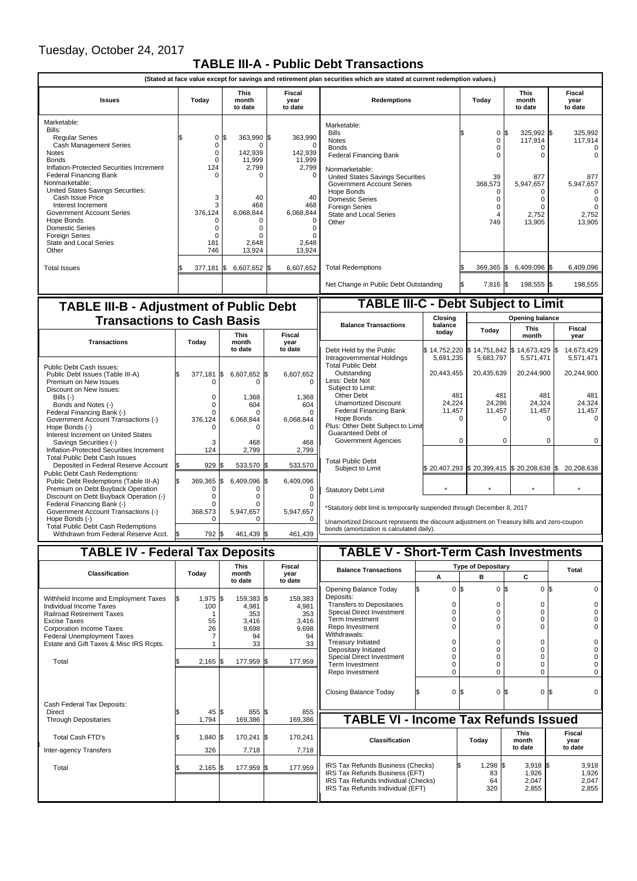Tuesday, October 24, 2017

# TABLE III-A - Public Debt Transactions

(Stated at face value except for savings and retirement plan securities which are stated at current redemption values.)

| Issues | Today | This month to date | Fiscal year to date |
|---|---|---|---|
| Marketable: | | | |
| Bills: | | | |
| Regular Series | $ 0 | $ 363,990 | $ 363,990 |
| Cash Management Series | 0 | 0 | 0 |
| Notes | 0 | 142,939 | 142,939 |
| Bonds | 0 | 11,999 | 11,999 |
| Inflation-Protected Securities Increment | 124 | 2,799 | 2,799 |
| Federal Financing Bank | 0 | 0 | 0 |
| Nonmarketable: | | | |
| United States Savings Securities: | | | |
| Cash Issue Price | 3 | 40 | 40 |
| Interest Increment | 3 | 468 | 468 |
| Government Account Series | 376,124 | 6,068,844 | 6,068,844 |
| Hope Bonds | 0 | 0 | 0 |
| Domestic Series | 0 | 0 | 0 |
| Foreign Series | 0 | 0 | 0 |
| State and Local Series | 181 | 2,648 | 2,648 |
| Other | 746 | 13,924 | 13,924 |
| Total Issues | $ 377,181 | $ 6,607,652 | $ 6,607,652 |

| Redemptions | Today | This month to date | Fiscal year to date |
|---|---|---|---|
| Marketable: | | | |
| Bills | $ 0 | $ 325,992 | $ 325,992 |
| Notes | 0 | 117,914 | 117,914 |
| Bonds | 0 | 0 | 0 |
| Federal Financing Bank | 0 | 0 | 0 |
| Nonmarketable: | | | |
| United States Savings Securities | 39 | 877 | 877 |
| Government Account Series | 368,573 | 5,947,657 | 5,947,657 |
| Hope Bonds | 0 | 0 | 0 |
| Domestic Series | 0 | 0 | 0 |
| Foreign Series | 0 | 0 | 0 |
| State and Local Series | 4 | 2,752 | 2,752 |
| Other | 749 | 13,905 | 13,905 |
| Total Redemptions | $ 369,365 | $ 6,409,096 | $ 6,409,096 |
| Net Change in Public Debt Outstanding | $ 7,816 | $ 198,555 | $ 198,555 |

# TABLE III-B - Adjustment of Public Debt Transactions to Cash Basis

| Transactions | Today | This month to date | Fiscal year to date |
|---|---|---|---|
| Public Debt Cash Issues: | | | |
| Public Debt Issues (Table III-A) | $ 377,181 | $ 6,607,652 | $ 6,607,652 |
| Premium on New Issues | 0 | 0 | 0 |
| Discount on New Issues: | | | |
| Bills (-) | 0 | 1,368 | 1,368 |
| Bonds and Notes (-) | 0 | 604 | 604 |
| Federal Financing Bank (-) | 0 | 0 | 0 |
| Government Account Transactions (-) | 376,124 | 6,068,844 | 6,068,844 |
| Hope Bonds (-) | 0 | 0 | 0 |
| Interest Increment on United States Savings Securities (-) | 3 | 468 | 468 |
| Inflation-Protected Securities Increment | 124 | 2,799 | 2,799 |
| Total Public Debt Cash Issues Deposited in Federal Reserve Account | $ 929 | $ 533,570 | $ 533,570 |
| Public Debt Cash Redemptions: | | | |
| Public Debt Redemptions (Table III-A) | $ 369,365 | $ 6,409,096 | $ 6,409,096 |
| Premium on Debt Buyback Operation | 0 | 0 | 0 |
| Discount on Debt Buyback Operation (-) | 0 | 0 | 0 |
| Federal Financing Bank (-) | 0 | 0 | 0 |
| Government Account Transactions (-) | 368,573 | 5,947,657 | 5,947,657 |
| Hope Bonds (-) | 0 | 0 | 0 |
| Total Public Debt Cash Redemptions Withdrawn from Federal Reserve Acct. | $ 792 | $ 461,439 | $ 461,439 |

# TABLE III-C - Debt Subject to Limit

| Balance Transactions | Closing balance today | Opening balance Today | Opening balance This month | Opening balance Fiscal year |
|---|---|---|---|---|
| Debt Held by the Public | $ 14,752,220 | $ 14,751,842 | $ 14,673,429 | $ 14,673,429 |
| Intragovernmental Holdings | 5,691,235 | 5,683,797 | 5,571,471 | 5,571,471 |
| Total Public Debt Outstanding | 20,443,455 | 20,435,639 | 20,244,900 | 20,244,900 |
| Less: Debt Not Subject to Limit: | | | | |
| Other Debt | 481 | 481 | 481 | 481 |
| Unamortized Discount | 24,224 | 24,286 | 24,324 | 24,324 |
| Federal Financing Bank | 11,457 | 11,457 | 11,457 | 11,457 |
| Hope Bonds | 0 | 0 | 0 | 0 |
| Plus: Other Debt Subject to Limit | | | | |
| Guaranteed Debt of Government Agencies | 0 | 0 | 0 | 0 |
| Total Public Debt Subject to Limit | $ 20,407,293 | $ 20,399,415 | $ 20,208,638 | $ 20,208,638 |
| Statutory Debt Limit | * | * | * | * |

*Statutory debt limit is temporarily suspended through December 8, 2017

Unamortized Discount represents the discount adjustment on Treasury bills and zero-coupon bonds (amortization is calculated daily).

# TABLE IV - Federal Tax Deposits

| Classification | Today | This month to date | Fiscal year to date |
|---|---|---|---|
| Withheld Income and Employment Taxes | $ 1,975 | $ 159,383 | $ 159,383 |
| Individual Income Taxes | 100 | 4,981 | 4,981 |
| Railroad Retirement Taxes | 1 | 353 | 353 |
| Excise Taxes | 55 | 3,416 | 3,416 |
| Corporation Income Taxes | 26 | 9,698 | 9,698 |
| Federal Unemployment Taxes | 7 | 94 | 94 |
| Estate and Gift Taxes & Misc IRS Rcpts. | 1 | 33 | 33 |
| Total | $ 2,165 | $ 177,959 | $ 177,959 |
| Cash Federal Tax Deposits: | | | |
| Direct | $ 45 | $ 855 | $ 855 |
| Through Depositaries | 1,794 | 169,386 | 169,386 |
| Total Cash FTD's | $ 1,840 | $ 170,241 | $ 170,241 |
| Inter-agency Transfers | 326 | 7,718 | 7,718 |
| Total | $ 2,165 | $ 177,959 | $ 177,959 |

# TABLE V - Short-Term Cash Investments

| Balance Transactions | Type of Depositary A | Type of Depositary B | Type of Depositary C | Total |
|---|---|---|---|---|
| Opening Balance Today | $ 0 | $ 0 | $ 0 | $ 0 |
| Deposits: | | | | |
| Transfers to Depositaries | 0 | 0 | 0 | 0 |
| Special Direct Investment | 0 | 0 | 0 | 0 |
| Term Investment | 0 | 0 | 0 | 0 |
| Repo Investment | 0 | 0 | 0 | 0 |
| Withdrawals: | | | | |
| Treasury Initiated | 0 | 0 | 0 | 0 |
| Depositary Initiated | 0 | 0 | 0 | 0 |
| Special Direct Investment | 0 | 0 | 0 | 0 |
| Term Investment | 0 | 0 | 0 | 0 |
| Repo Investment | 0 | 0 | 0 | 0 |
| Closing Balance Today | $ 0 | $ 0 | $ 0 | $ 0 |

# TABLE VI - Income Tax Refunds Issued

| Classification | Today | This month to date | Fiscal year to date |
|---|---|---|---|
| IRS Tax Refunds Business (Checks) | $ 1,298 | $ 3,918 | $ 3,918 |
| IRS Tax Refunds Business (EFT) | 83 | 1,926 | 1,926 |
| IRS Tax Refunds Individual (Checks) | 64 | 2,047 | 2,047 |
| IRS Tax Refunds Individual (EFT) | 320 | 2,855 | 2,855 |